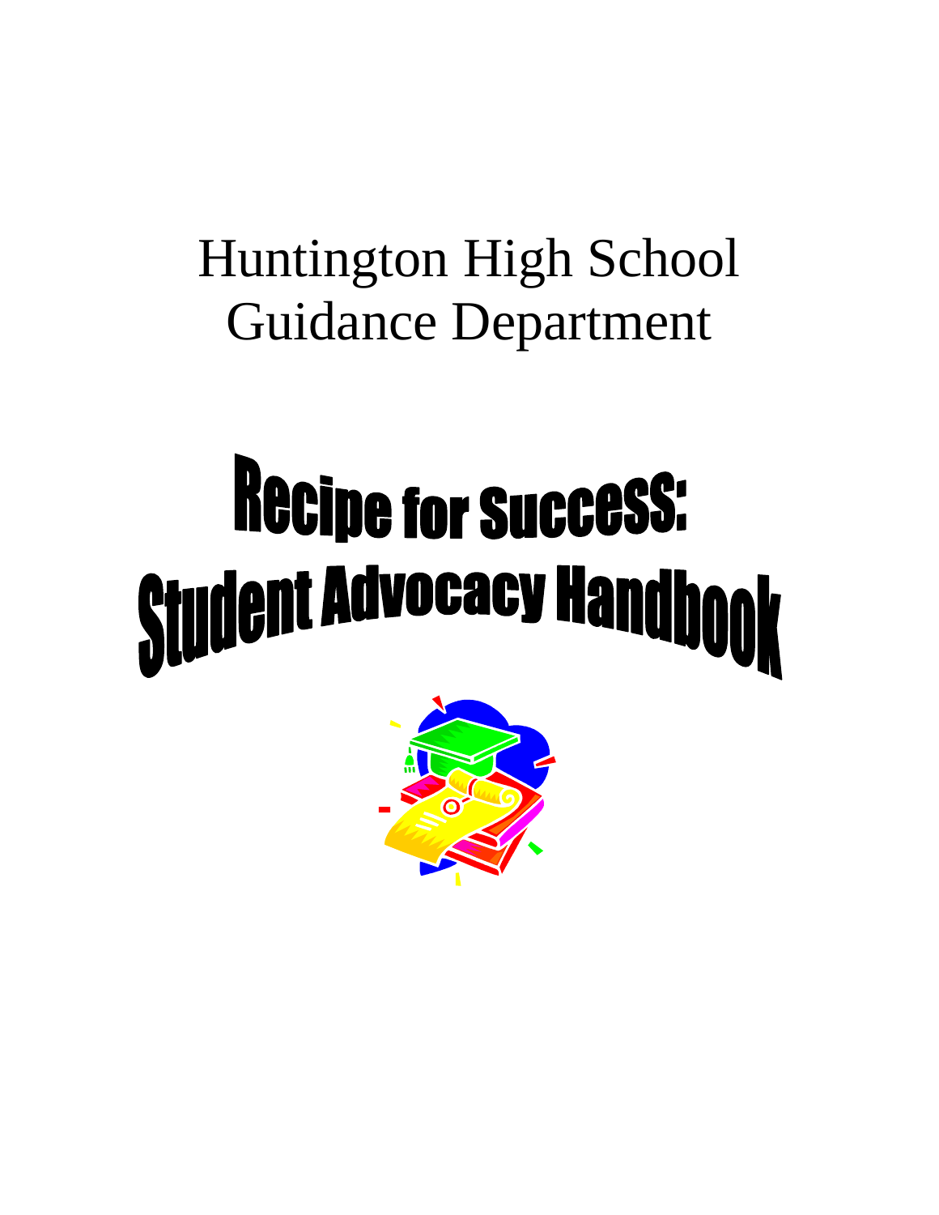# Huntington High School
# Guidance Department

# Recipe for Success:
# Student Advocacy Handbook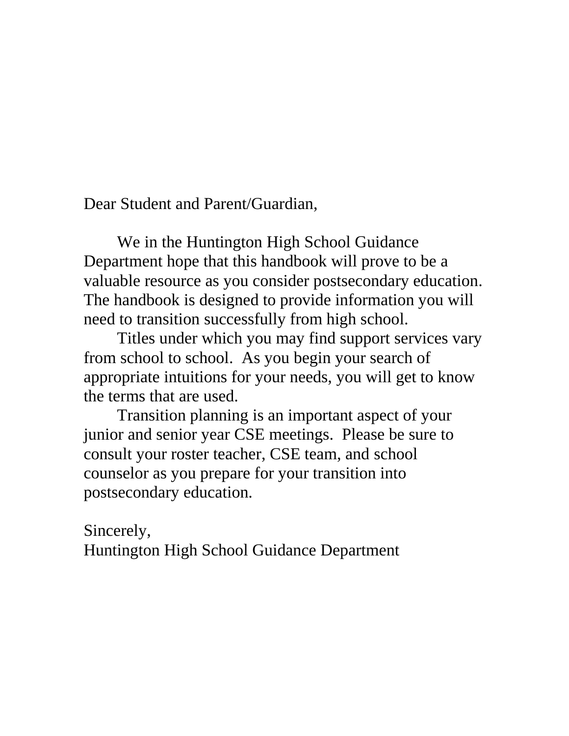Dear Student and Parent/Guardian,

We in the Huntington High School Guidance Department hope that this handbook will prove to be a valuable resource as you consider postsecondary education. The handbook is designed to provide information you will need to transition successfully from high school.

Titles under which you may find support services vary from school to school. As you begin your search of appropriate intuitions for your needs, you will get to know the terms that are used.

Transition planning is an important aspect of your junior and senior year CSE meetings. Please be sure to consult your roster teacher, CSE team, and school counselor as you prepare for your transition into postsecondary education.

Sincerely,
Huntington High School Guidance Department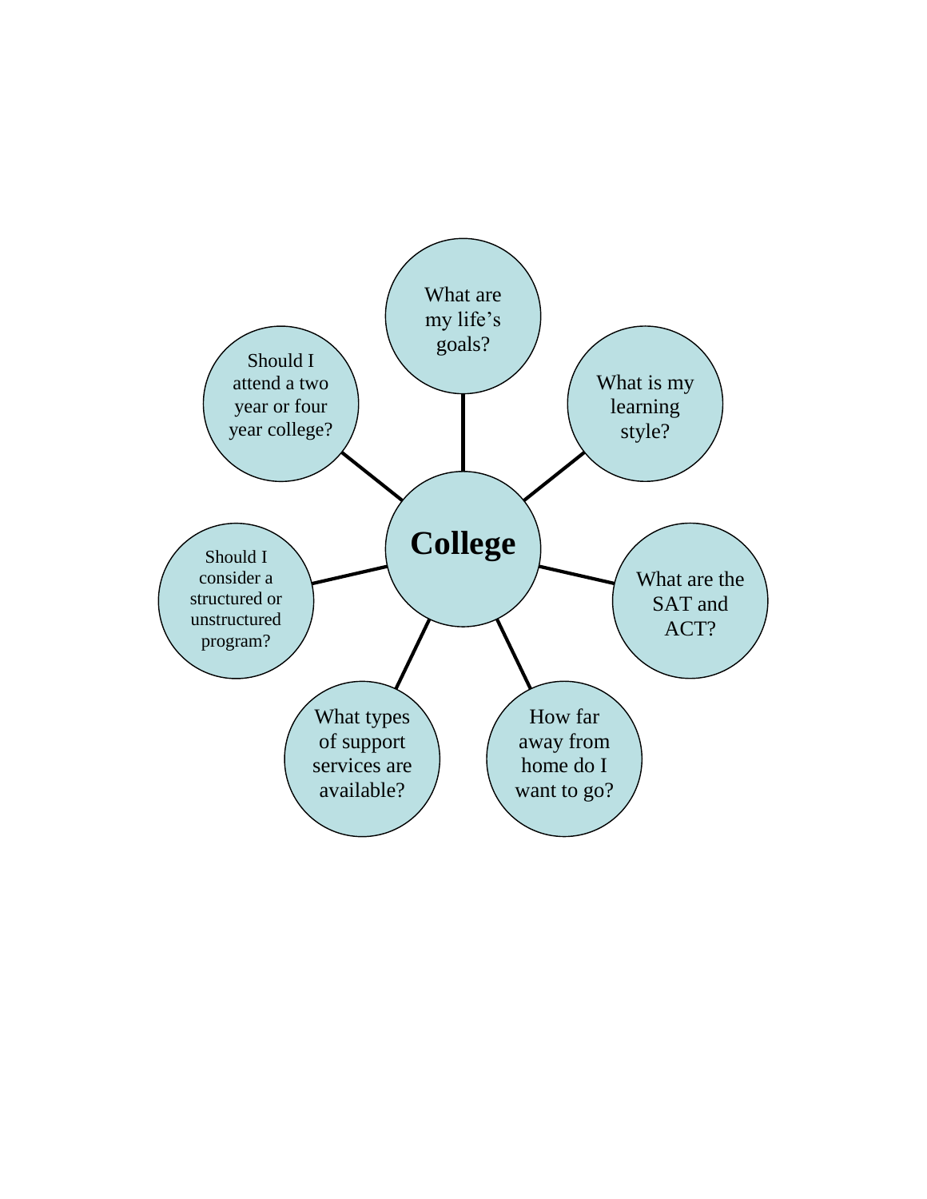**College**

- What are my life's goals?
- What is my learning style?
- What are the SAT and ACT?
- How far away from home do I want to go?
- What types of support services are available?
- Should I consider a structured or unstructured program?
- Should I attend a two year or four year college?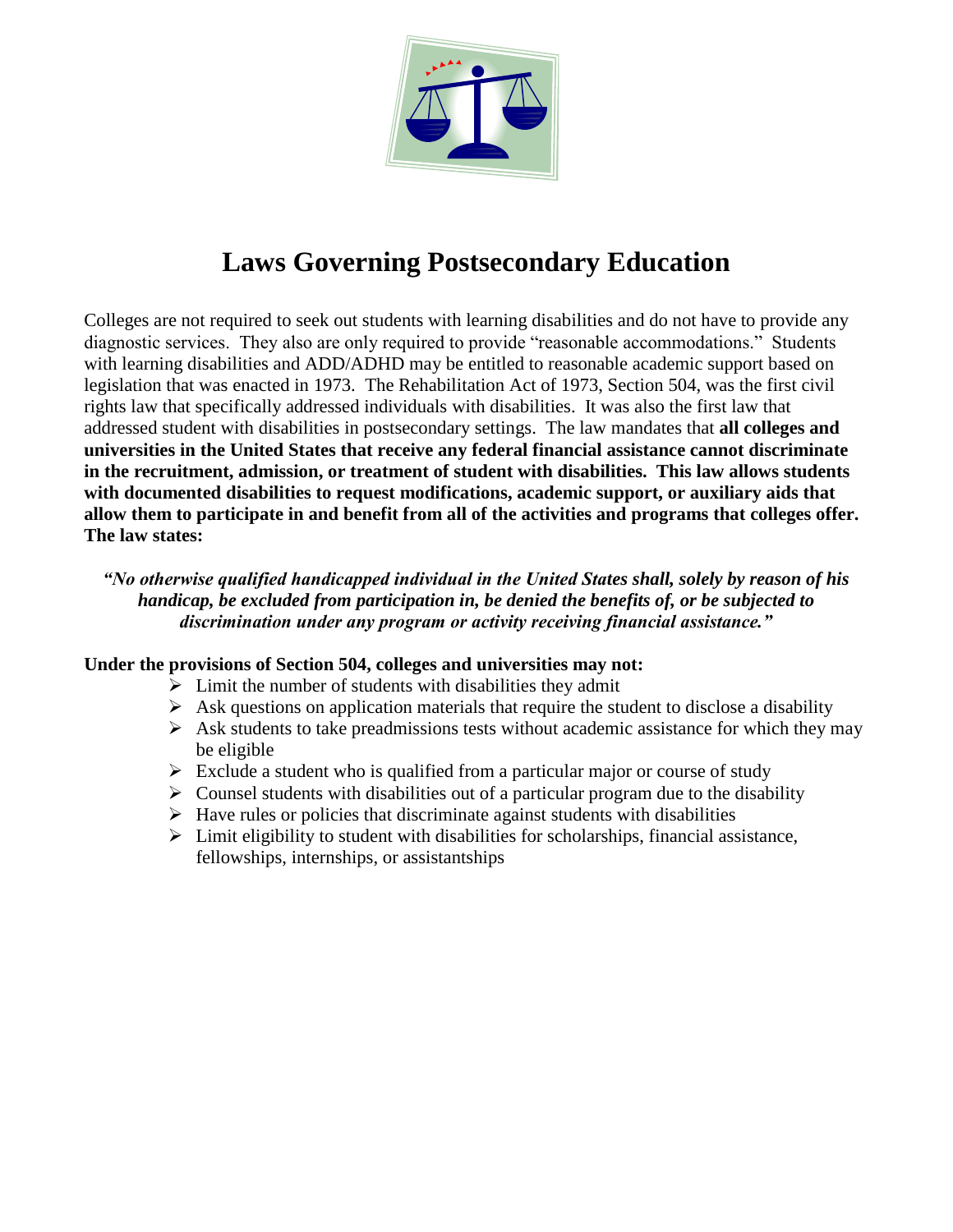# Laws Governing Postsecondary Education

Colleges are not required to seek out students with learning disabilities and do not have to provide any diagnostic services. They also are only required to provide "reasonable accommodations." Students with learning disabilities and ADD/ADHD may be entitled to reasonable academic support based on legislation that was enacted in 1973. The Rehabilitation Act of 1973, Section 504, was the first civil rights law that specifically addressed individuals with disabilities. It was also the first law that addressed student with disabilities in postsecondary settings. The law mandates that **all colleges and universities in the United States that receive any federal financial assistance cannot discriminate in the recruitment, admission, or treatment of student with disabilities. This law allows students with documented disabilities to request modifications, academic support, or auxiliary aids that allow them to participate in and benefit from all of the activities and programs that colleges offer. The law states:**

> ***"No otherwise qualified handicapped individual in the United States shall, solely by reason of his handicap, be excluded from participation in, be denied the benefits of, or be subjected to discrimination under any program or activity receiving financial assistance."***

**Under the provisions of Section 504, colleges and universities may not:**

- Limit the number of students with disabilities they admit
- Ask questions on application materials that require the student to disclose a disability
- Ask students to take preadmissions tests without academic assistance for which they may be eligible
- Exclude a student who is qualified from a particular major or course of study
- Counsel students with disabilities out of a particular program due to the disability
- Have rules or policies that discriminate against students with disabilities
- Limit eligibility to student with disabilities for scholarships, financial assistance, fellowships, internships, or assistantships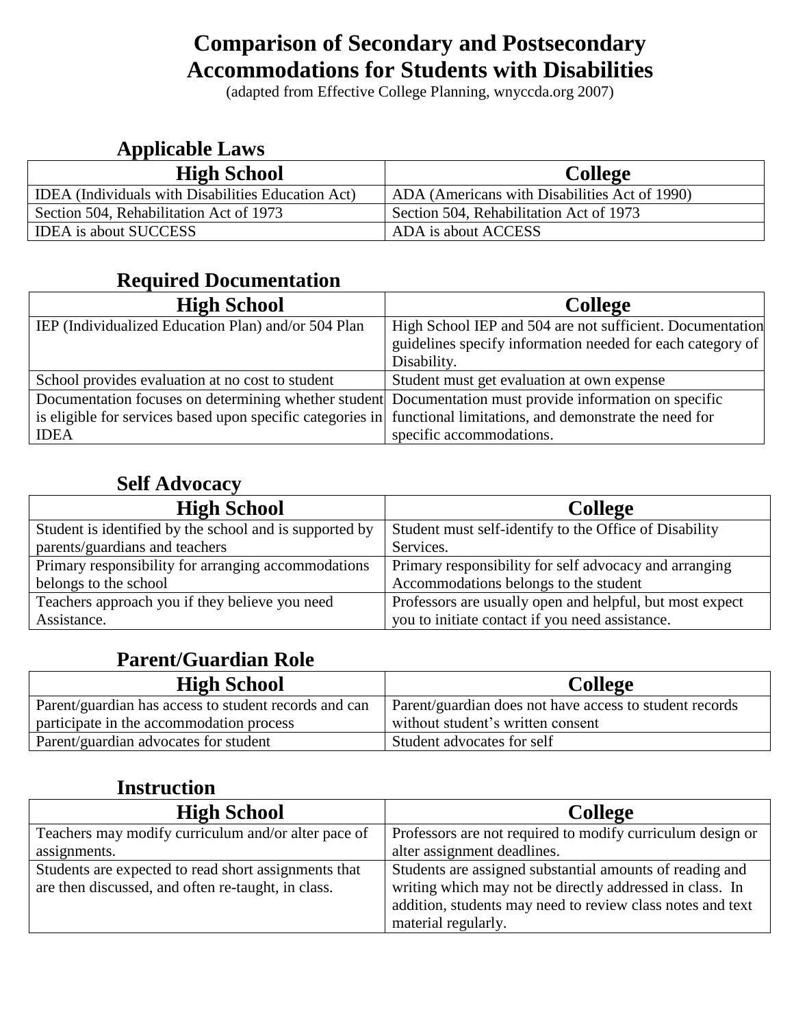# Comparison of Secondary and Postsecondary Accommodations for Students with Disabilities

(adapted from Effective College Planning, wnyccda.org 2007)

## Applicable Laws

| High School | College |
|---|---|
| IDEA (Individuals with Disabilities Education Act) | ADA (Americans with Disabilities Act of 1990) |
| Section 504, Rehabilitation Act of 1973 | Section 504, Rehabilitation Act of 1973 |
| IDEA is about SUCCESS | ADA is about ACCESS |

## Required Documentation

| High School | College |
|---|---|
| IEP (Individualized Education Plan) and/or 504 Plan | High School IEP and 504 are not sufficient. Documentation guidelines specify information needed for each category of Disability. |
| School provides evaluation at no cost to student | Student must get evaluation at own expense |
| Documentation focuses on determining whether student is eligible for services based upon specific categories in IDEA | Documentation must provide information on specific functional limitations, and demonstrate the need for specific accommodations. |

## Self Advocacy

| High School | College |
|---|---|
| Student is identified by the school and is supported by parents/guardians and teachers | Student must self-identify to the Office of Disability Services. |
| Primary responsibility for arranging accommodations belongs to the school | Primary responsibility for self advocacy and arranging Accommodations belongs to the student |
| Teachers approach you if they believe you need Assistance. | Professors are usually open and helpful, but most expect you to initiate contact if you need assistance. |

## Parent/Guardian Role

| High School | College |
|---|---|
| Parent/guardian has access to student records and can participate in the accommodation process | Parent/guardian does not have access to student records without student's written consent |
| Parent/guardian advocates for student | Student advocates for self |

## Instruction

| High School | College |
|---|---|
| Teachers may modify curriculum and/or alter pace of assignments. | Professors are not required to modify curriculum design or alter assignment deadlines. |
| Students are expected to read short assignments that are then discussed, and often re-taught, in class. | Students are assigned substantial amounts of reading and writing which may not be directly addressed in class. In addition, students may need to review class notes and text material regularly. |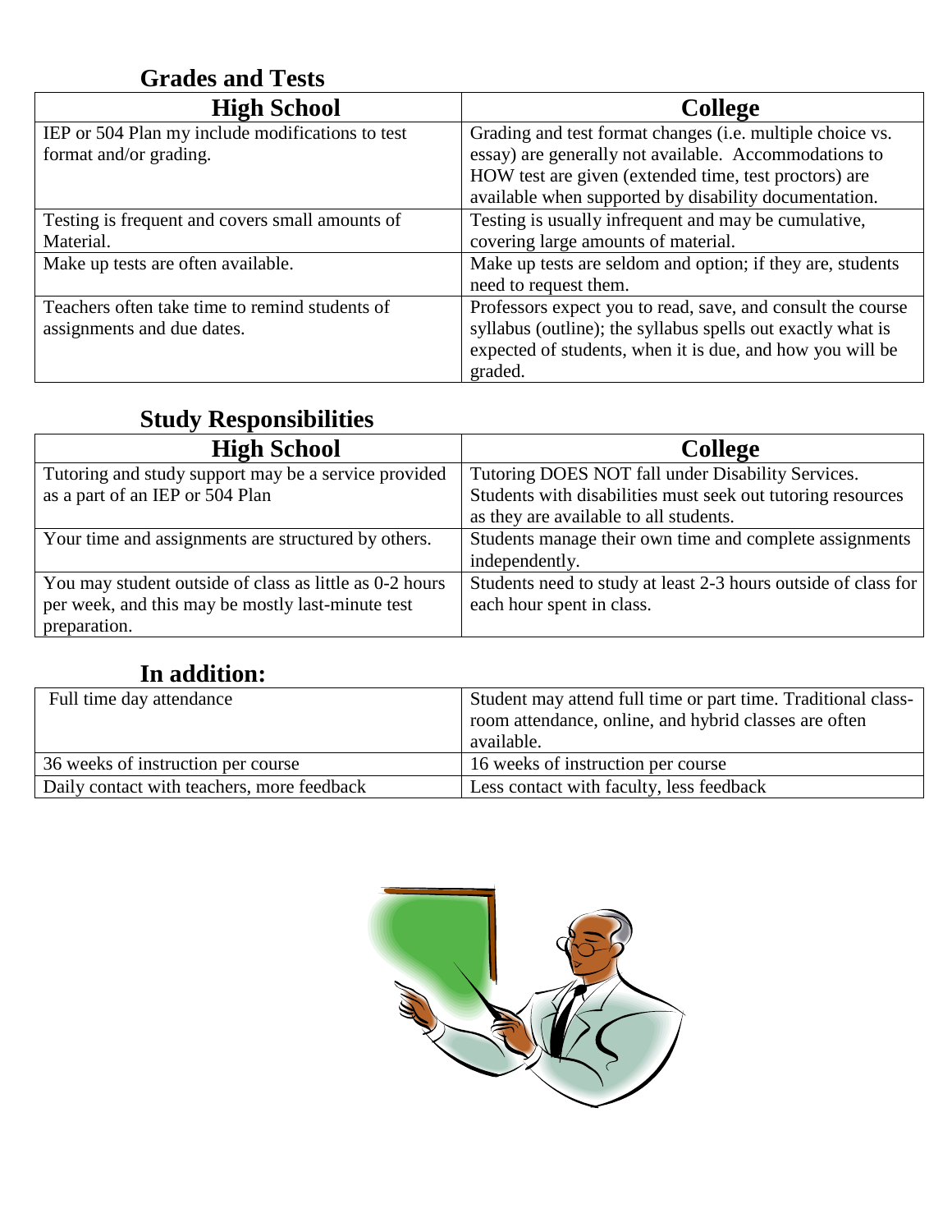## Grades and Tests

| High School | College |
|---|---|
| IEP or 504 Plan my include modifications to test format and/or grading. | Grading and test format changes (i.e. multiple choice vs. essay) are generally not available. Accommodations to HOW test are given (extended time, test proctors) are available when supported by disability documentation. |
| Testing is frequent and covers small amounts of Material. | Testing is usually infrequent and may be cumulative, covering large amounts of material. |
| Make up tests are often available. | Make up tests are seldom and option; if they are, students need to request them. |
| Teachers often take time to remind students of assignments and due dates. | Professors expect you to read, save, and consult the course syllabus (outline); the syllabus spells out exactly what is expected of students, when it is due, and how you will be graded. |

## Study Responsibilities

| High School | College |
|---|---|
| Tutoring and study support may be a service provided as a part of an IEP or 504 Plan | Tutoring DOES NOT fall under Disability Services. Students with disabilities must seek out tutoring resources as they are available to all students. |
| Your time and assignments are structured by others. | Students manage their own time and complete assignments independently. |
| You may student outside of class as little as 0-2 hours per week, and this may be mostly last-minute test preparation. | Students need to study at least 2-3 hours outside of class for each hour spent in class. |

## In addition:

| | |
|---|---|
| Full time day attendance | Student may attend full time or part time. Traditional class-room attendance, online, and hybrid classes are often available. |
| 36 weeks of instruction per course | 16 weeks of instruction per course |
| Daily contact with teachers, more feedback | Less contact with faculty, less feedback |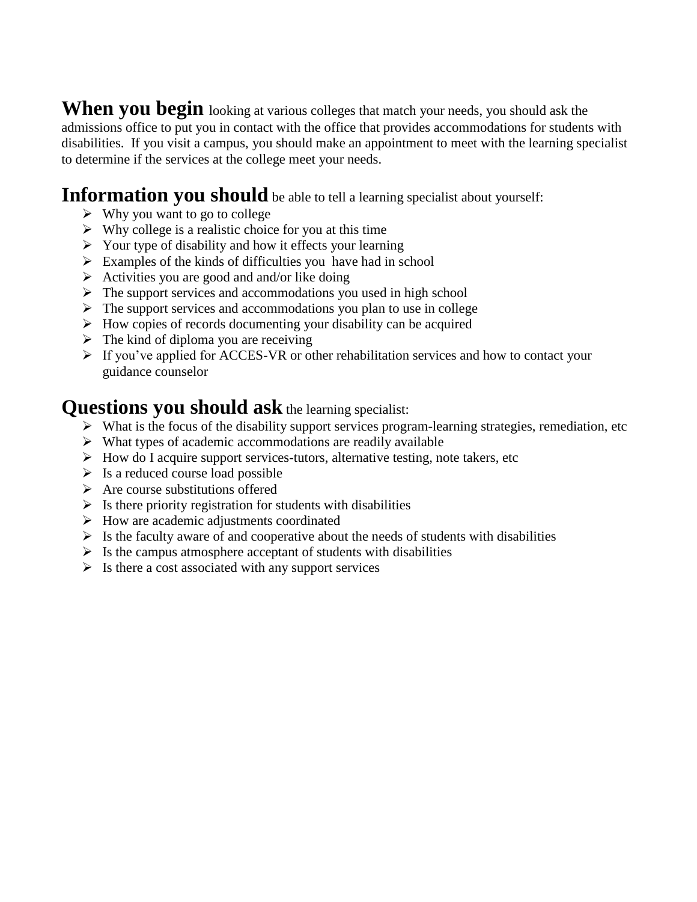**When you begin** looking at various colleges that match your needs, you should ask the admissions office to put you in contact with the office that provides accommodations for students with disabilities. If you visit a campus, you should make an appointment to meet with the learning specialist to determine if the services at the college meet your needs.

**Information you should** be able to tell a learning specialist about yourself:

- Why you want to go to college
- Why college is a realistic choice for you at this time
- Your type of disability and how it effects your learning
- Examples of the kinds of difficulties you have had in school
- Activities you are good and and/or like doing
- The support services and accommodations you used in high school
- The support services and accommodations you plan to use in college
- How copies of records documenting your disability can be acquired
- The kind of diploma you are receiving
- If you've applied for ACCES-VR or other rehabilitation services and how to contact your guidance counselor

**Questions you should ask** the learning specialist:

- What is the focus of the disability support services program-learning strategies, remediation, etc
- What types of academic accommodations are readily available
- How do I acquire support services-tutors, alternative testing, note takers, etc
- Is a reduced course load possible
- Are course substitutions offered
- Is there priority registration for students with disabilities
- How are academic adjustments coordinated
- Is the faculty aware of and cooperative about the needs of students with disabilities
- Is the campus atmosphere acceptant of students with disabilities
- Is there a cost associated with any support services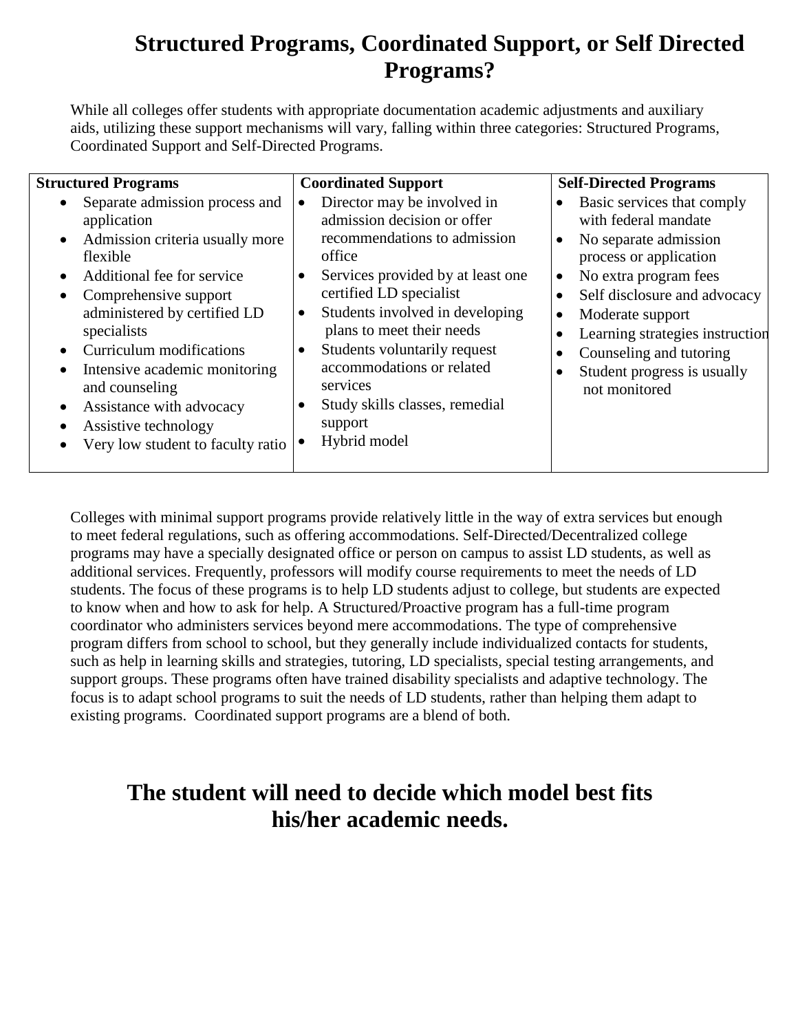# Structured Programs, Coordinated Support, or Self Directed Programs?

While all colleges offer students with appropriate documentation academic adjustments and auxiliary aids, utilizing these support mechanisms will vary, falling within three categories: Structured Programs, Coordinated Support and Self-Directed Programs.

| Structured Programs | Coordinated Support | Self-Directed Programs |
|---|---|---|
| • Separate admission process and application<br>• Admission criteria usually more flexible<br>• Additional fee for service<br>• Comprehensive support administered by certified LD specialists<br>• Curriculum modifications<br>• Intensive academic monitoring and counseling<br>• Assistance with advocacy<br>• Assistive technology<br>• Very low student to faculty ratio | • Director may be involved in admission decision or offer recommendations to admission office<br>• Services provided by at least one certified LD specialist<br>• Students involved in developing plans to meet their needs<br>• Students voluntarily request accommodations or related services<br>• Study skills classes, remedial support<br>• Hybrid model | • Basic services that comply with federal mandate<br>• No separate admission process or application<br>• No extra program fees<br>• Self disclosure and advocacy<br>• Moderate support<br>• Learning strategies instruction<br>• Counseling and tutoring<br>• Student progress is usually not monitored |

Colleges with minimal support programs provide relatively little in the way of extra services but enough to meet federal regulations, such as offering accommodations. Self-Directed/Decentralized college programs may have a specially designated office or person on campus to assist LD students, as well as additional services. Frequently, professors will modify course requirements to meet the needs of LD students. The focus of these programs is to help LD students adjust to college, but students are expected to know when and how to ask for help. A Structured/Proactive program has a full-time program coordinator who administers services beyond mere accommodations. The type of comprehensive program differs from school to school, but they generally include individualized contacts for students, such as help in learning skills and strategies, tutoring, LD specialists, special testing arrangements, and support groups. These programs often have trained disability specialists and adaptive technology. The focus is to adapt school programs to suit the needs of LD students, rather than helping them adapt to existing programs. Coordinated support programs are a blend of both.

## The student will need to decide which model best fits his/her academic needs.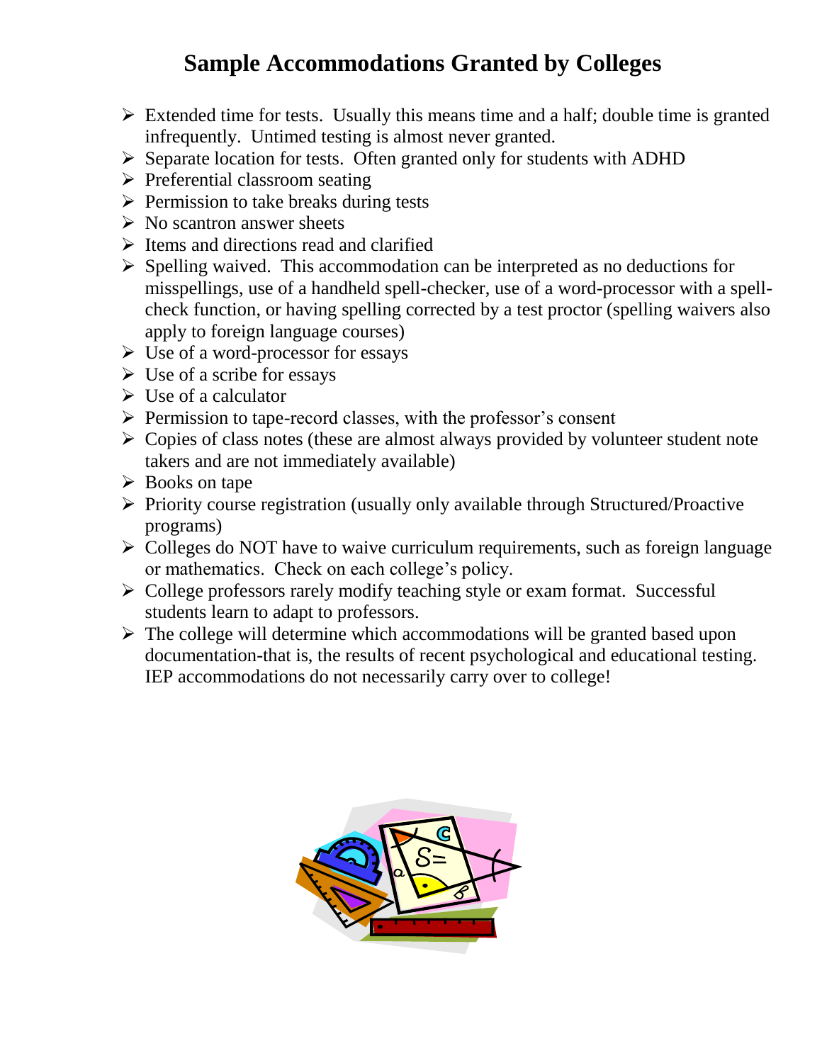# Sample Accommodations Granted by Colleges

- Extended time for tests. Usually this means time and a half; double time is granted infrequently. Untimed testing is almost never granted.
- Separate location for tests. Often granted only for students with ADHD
- Preferential classroom seating
- Permission to take breaks during tests
- No scantron answer sheets
- Items and directions read and clarified
- Spelling waived. This accommodation can be interpreted as no deductions for misspellings, use of a handheld spell-checker, use of a word-processor with a spell-check function, or having spelling corrected by a test proctor (spelling waivers also apply to foreign language courses)
- Use of a word-processor for essays
- Use of a scribe for essays
- Use of a calculator
- Permission to tape-record classes, with the professor's consent
- Copies of class notes (these are almost always provided by volunteer student note takers and are not immediately available)
- Books on tape
- Priority course registration (usually only available through Structured/Proactive programs)
- Colleges do NOT have to waive curriculum requirements, such as foreign language or mathematics. Check on each college's policy.
- College professors rarely modify teaching style or exam format. Successful students learn to adapt to professors.
- The college will determine which accommodations will be granted based upon documentation-that is, the results of recent psychological and educational testing. IEP accommodations do not necessarily carry over to college!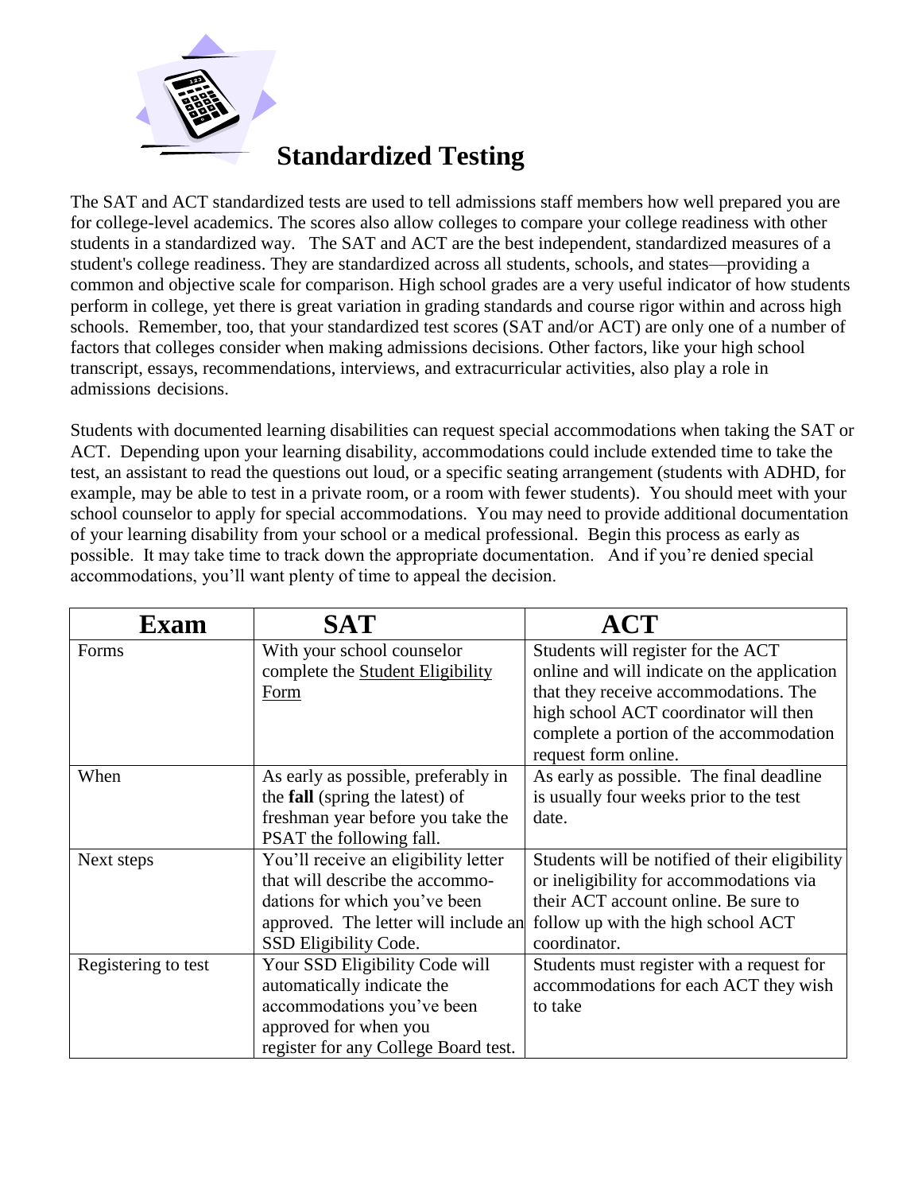# Standardized Testing

The SAT and ACT standardized tests are used to tell admissions staff members how well prepared you are for college-level academics. The scores also allow colleges to compare your college readiness with other students in a standardized way. The SAT and ACT are the best independent, standardized measures of a student's college readiness. They are standardized across all students, schools, and states—providing a common and objective scale for comparison. High school grades are a very useful indicator of how students perform in college, yet there is great variation in grading standards and course rigor within and across high schools. Remember, too, that your standardized test scores (SAT and/or ACT) are only one of a number of factors that colleges consider when making admissions decisions. Other factors, like your high school transcript, essays, recommendations, interviews, and extracurricular activities, also play a role in admissions decisions.

Students with documented learning disabilities can request special accommodations when taking the SAT or ACT. Depending upon your learning disability, accommodations could include extended time to take the test, an assistant to read the questions out loud, or a specific seating arrangement (students with ADHD, for example, may be able to test in a private room, or a room with fewer students). You should meet with your school counselor to apply for special accommodations. You may need to provide additional documentation of your learning disability from your school or a medical professional. Begin this process as early as possible. It may take time to track down the appropriate documentation. And if you're denied special accommodations, you'll want plenty of time to appeal the decision.

| Exam | SAT | ACT |
|---|---|---|
| Forms | With your school counselor complete the Student Eligibility Form | Students will register for the ACT online and will indicate on the application that they receive accommodations. The high school ACT coordinator will then complete a portion of the accommodation request form online. |
| When | As early as possible, preferably in the **fall** (spring the latest) of freshman year before you take the PSAT the following fall. | As early as possible. The final deadline is usually four weeks prior to the test date. |
| Next steps | You'll receive an eligibility letter that will describe the accommodations for which you've been approved. The letter will include an SSD Eligibility Code. | Students will be notified of their eligibility or ineligibility for accommodations via their ACT account online. Be sure to follow up with the high school ACT coordinator. |
| Registering to test | Your SSD Eligibility Code will automatically indicate the accommodations you've been approved for when you register for any College Board test. | Students must register with a request for accommodations for each ACT they wish to take |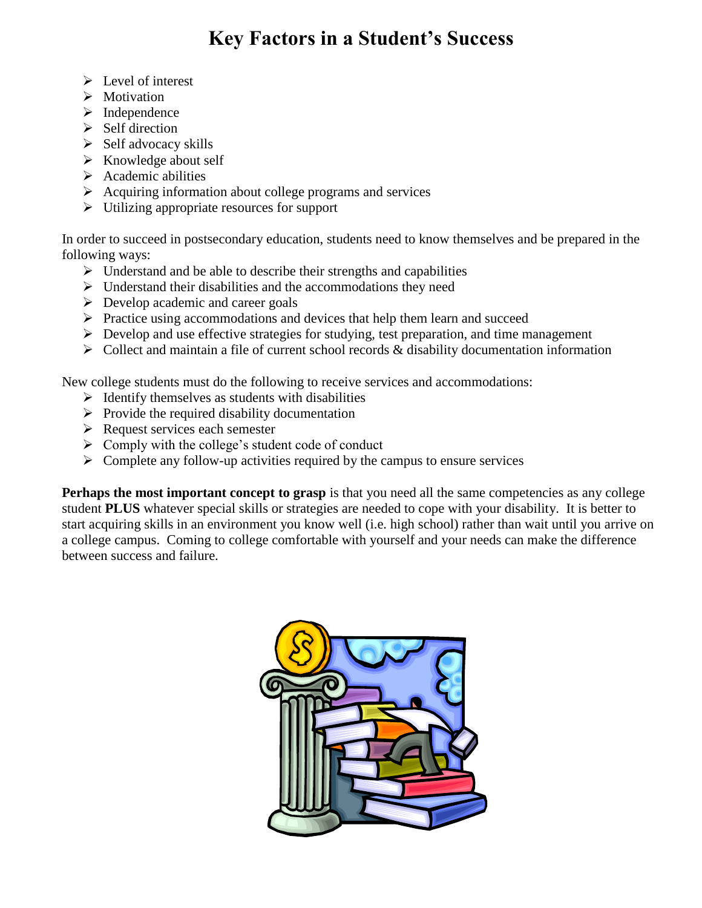# Key Factors in a Student's Success

- Level of interest
- Motivation
- Independence
- Self direction
- Self advocacy skills
- Knowledge about self
- Academic abilities
- Acquiring information about college programs and services
- Utilizing appropriate resources for support

In order to succeed in postsecondary education, students need to know themselves and be prepared in the following ways:

- Understand and be able to describe their strengths and capabilities
- Understand their disabilities and the accommodations they need
- Develop academic and career goals
- Practice using accommodations and devices that help them learn and succeed
- Develop and use effective strategies for studying, test preparation, and time management
- Collect and maintain a file of current school records & disability documentation information

New college students must do the following to receive services and accommodations:

- Identify themselves as students with disabilities
- Provide the required disability documentation
- Request services each semester
- Comply with the college's student code of conduct
- Complete any follow-up activities required by the campus to ensure services

**Perhaps the most important concept to grasp** is that you need all the same competencies as any college student **PLUS** whatever special skills or strategies are needed to cope with your disability. It is better to start acquiring skills in an environment you know well (i.e. high school) rather than wait until you arrive on a college campus. Coming to college comfortable with yourself and your needs can make the difference between success and failure.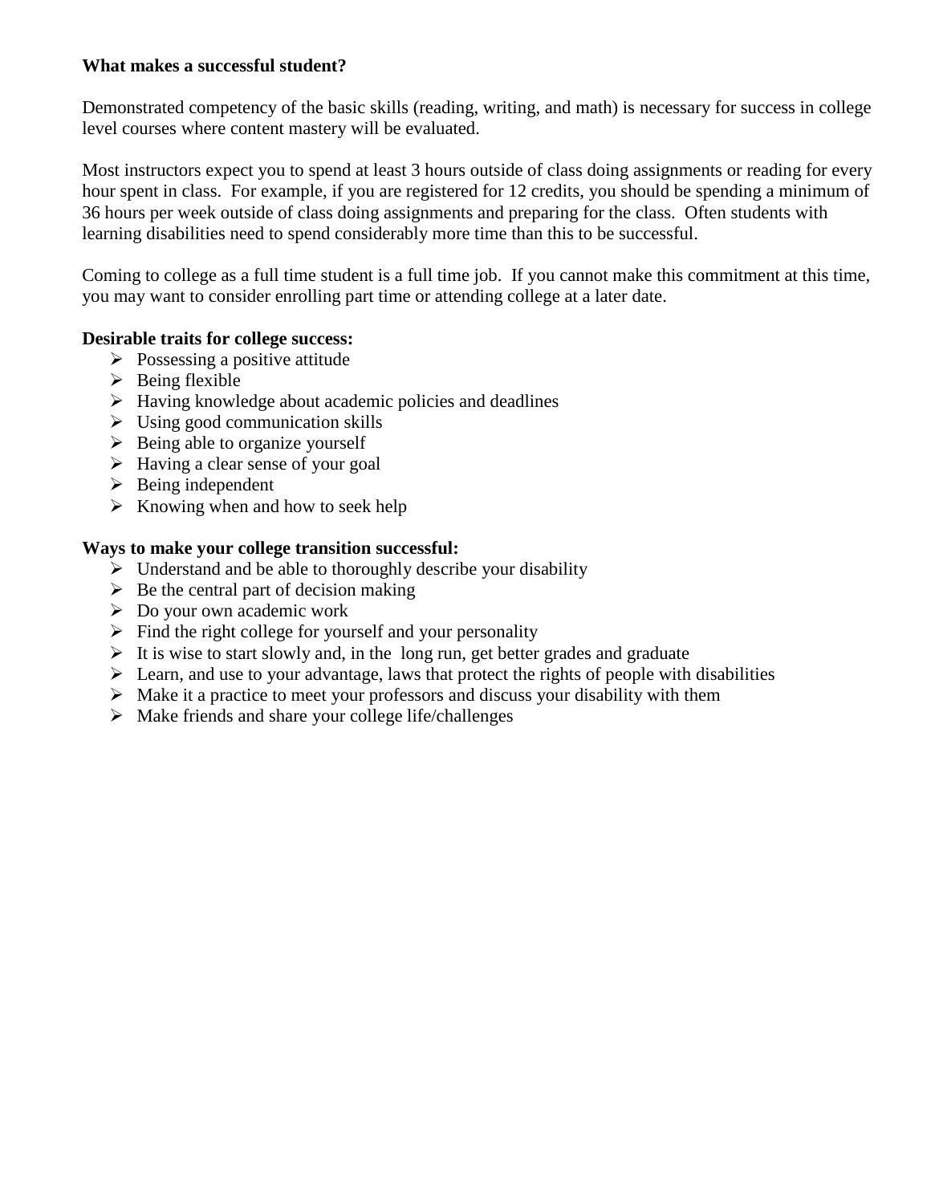**What makes a successful student?**

Demonstrated competency of the basic skills (reading, writing, and math) is necessary for success in college level courses where content mastery will be evaluated.

Most instructors expect you to spend at least 3 hours outside of class doing assignments or reading for every hour spent in class. For example, if you are registered for 12 credits, you should be spending a minimum of 36 hours per week outside of class doing assignments and preparing for the class. Often students with learning disabilities need to spend considerably more time than this to be successful.

Coming to college as a full time student is a full time job. If you cannot make this commitment at this time, you may want to consider enrolling part time or attending college at a later date.

**Desirable traits for college success:**

- Possessing a positive attitude
- Being flexible
- Having knowledge about academic policies and deadlines
- Using good communication skills
- Being able to organize yourself
- Having a clear sense of your goal
- Being independent
- Knowing when and how to seek help

**Ways to make your college transition successful:**

- Understand and be able to thoroughly describe your disability
- Be the central part of decision making
- Do your own academic work
- Find the right college for yourself and your personality
- It is wise to start slowly and, in the long run, get better grades and graduate
- Learn, and use to your advantage, laws that protect the rights of people with disabilities
- Make it a practice to meet your professors and discuss your disability with them
- Make friends and share your college life/challenges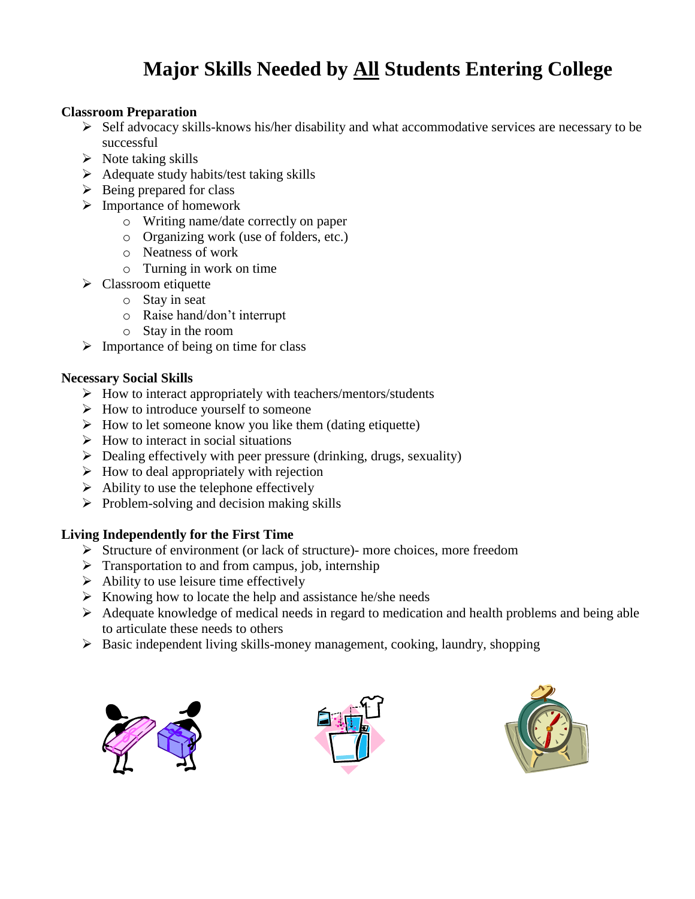# Major Skills Needed by <u>All</u> Students Entering College

**Classroom Preparation**

- Self advocacy skills-knows his/her disability and what accommodative services are necessary to be successful
- Note taking skills
- Adequate study habits/test taking skills
- Being prepared for class
- Importance of homework
  - Writing name/date correctly on paper
  - Organizing work (use of folders, etc.)
  - Neatness of work
  - Turning in work on time
- Classroom etiquette
  - Stay in seat
  - Raise hand/don't interrupt
  - Stay in the room
- Importance of being on time for class

**Necessary Social Skills**

- How to interact appropriately with teachers/mentors/students
- How to introduce yourself to someone
- How to let someone know you like them (dating etiquette)
- How to interact in social situations
- Dealing effectively with peer pressure (drinking, drugs, sexuality)
- How to deal appropriately with rejection
- Ability to use the telephone effectively
- Problem-solving and decision making skills

**Living Independently for the First Time**

- Structure of environment (or lack of structure)- more choices, more freedom
- Transportation to and from campus, job, internship
- Ability to use leisure time effectively
- Knowing how to locate the help and assistance he/she needs
- Adequate knowledge of medical needs in regard to medication and health problems and being able to articulate these needs to others
- Basic independent living skills-money management, cooking, laundry, shopping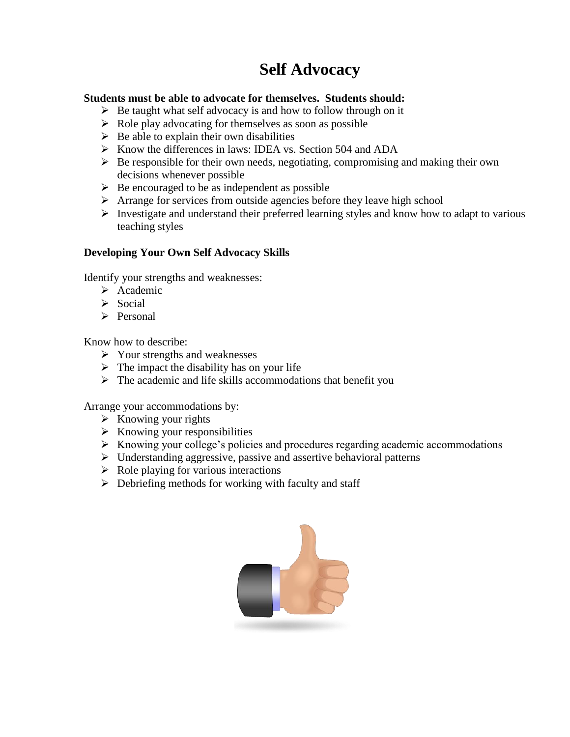# Self Advocacy

**Students must be able to advocate for themselves. Students should:**

- Be taught what self advocacy is and how to follow through on it
- Role play advocating for themselves as soon as possible
- Be able to explain their own disabilities
- Know the differences in laws: IDEA vs. Section 504 and ADA
- Be responsible for their own needs, negotiating, compromising and making their own decisions whenever possible
- Be encouraged to be as independent as possible
- Arrange for services from outside agencies before they leave high school
- Investigate and understand their preferred learning styles and know how to adapt to various teaching styles

**Developing Your Own Self Advocacy Skills**

Identify your strengths and weaknesses:

- Academic
- Social
- Personal

Know how to describe:

- Your strengths and weaknesses
- The impact the disability has on your life
- The academic and life skills accommodations that benefit you

Arrange your accommodations by:

- Knowing your rights
- Knowing your responsibilities
- Knowing your college's policies and procedures regarding academic accommodations
- Understanding aggressive, passive and assertive behavioral patterns
- Role playing for various interactions
- Debriefing methods for working with faculty and staff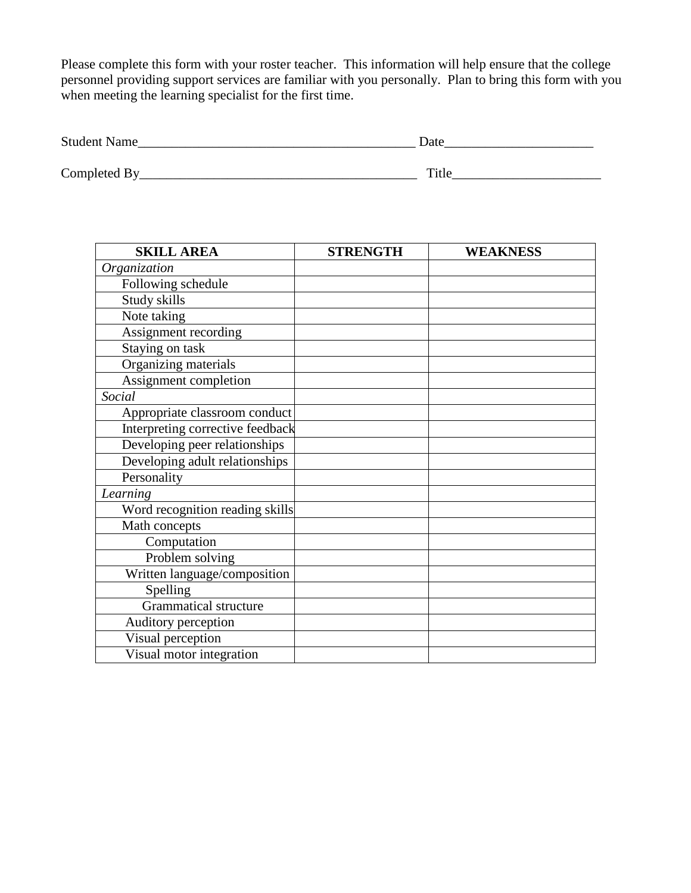Please complete this form with your roster teacher. This information will help ensure that the college personnel providing support services are familiar with you personally. Plan to bring this form with you when meeting the learning specialist for the first time.

Student Name________________________________________ Date_____________________

Completed By________________________________________ Title_____________________

| SKILL AREA | STRENGTH | WEAKNESS |
|---|---|---|
| *Organization* | | |
| Following schedule | | |
| Study skills | | |
| Note taking | | |
| Assignment recording | | |
| Staying on task | | |
| Organizing materials | | |
| Assignment completion | | |
| *Social* | | |
| Appropriate classroom conduct | | |
| Interpreting corrective feedback | | |
| Developing peer relationships | | |
| Developing adult relationships | | |
| Personality | | |
| *Learning* | | |
| Word recognition reading skills | | |
| Math concepts | | |
| Computation | | |
| Problem solving | | |
| Written language/composition | | |
| Spelling | | |
| Grammatical structure | | |
| Auditory perception | | |
| Visual perception | | |
| Visual motor integration | | |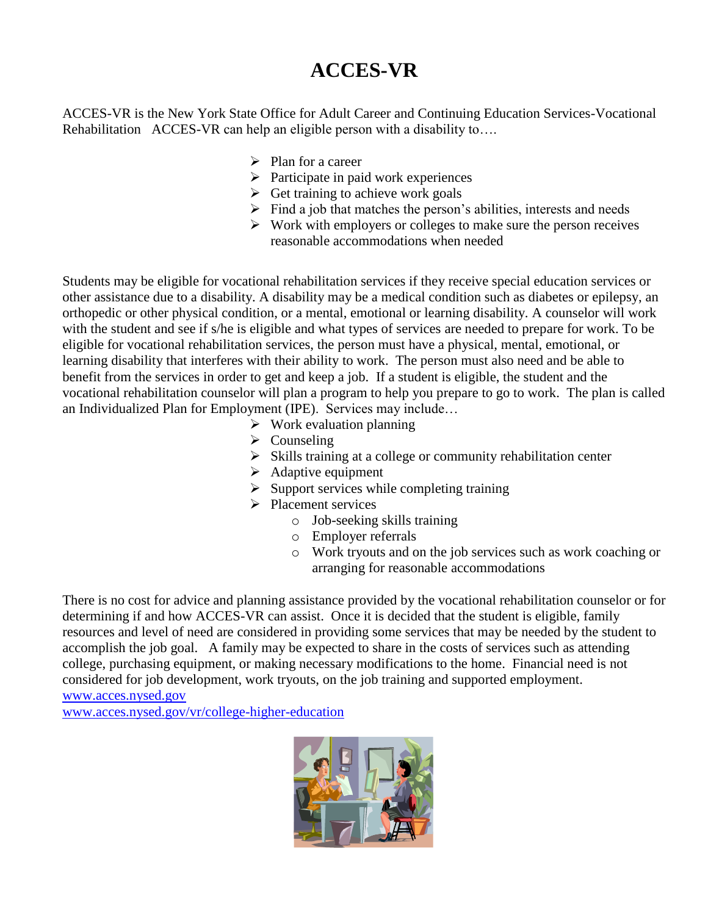# ACCES-VR

ACCES-VR is the New York State Office for Adult Career and Continuing Education Services-Vocational Rehabilitation ACCES-VR can help an eligible person with a disability to….

- Plan for a career
- Participate in paid work experiences
- Get training to achieve work goals
- Find a job that matches the person's abilities, interests and needs
- Work with employers or colleges to make sure the person receives reasonable accommodations when needed

Students may be eligible for vocational rehabilitation services if they receive special education services or other assistance due to a disability. A disability may be a medical condition such as diabetes or epilepsy, an orthopedic or other physical condition, or a mental, emotional or learning disability. A counselor will work with the student and see if s/he is eligible and what types of services are needed to prepare for work. To be eligible for vocational rehabilitation services, the person must have a physical, mental, emotional, or learning disability that interferes with their ability to work. The person must also need and be able to benefit from the services in order to get and keep a job. If a student is eligible, the student and the vocational rehabilitation counselor will plan a program to help you prepare to go to work. The plan is called an Individualized Plan for Employment (IPE). Services may include…

- Work evaluation planning
- Counseling
- Skills training at a college or community rehabilitation center
- Adaptive equipment
- Support services while completing training
- Placement services
    - Job-seeking skills training
    - Employer referrals
    - Work tryouts and on the job services such as work coaching or arranging for reasonable accommodations

There is no cost for advice and planning assistance provided by the vocational rehabilitation counselor or for determining if and how ACCES-VR can assist. Once it is decided that the student is eligible, family resources and level of need are considered in providing some services that may be needed by the student to accomplish the job goal. A family may be expected to share in the costs of services such as attending college, purchasing equipment, or making necessary modifications to the home. Financial need is not considered for job development, work tryouts, on the job training and supported employment.

www.acces.nysed.gov

www.acces.nysed.gov/vr/college-higher-education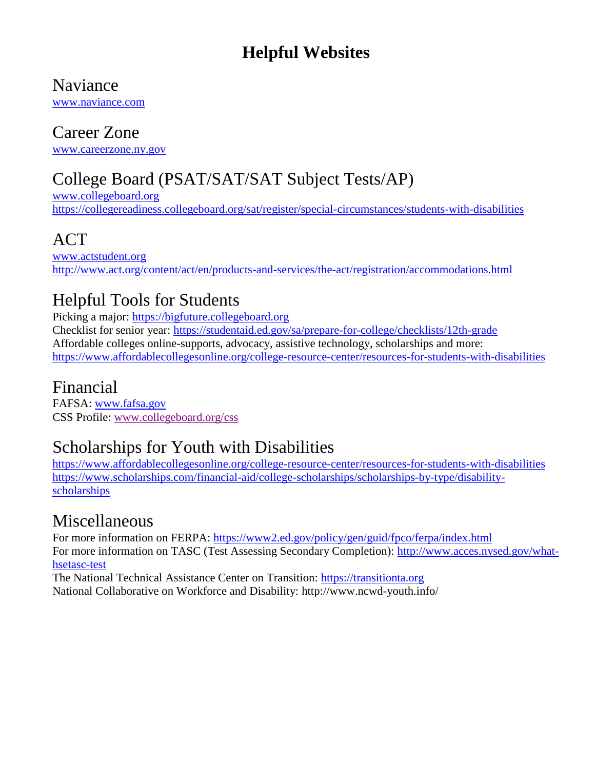# Helpful Websites

## Naviance

www.naviance.com

## Career Zone

www.careerzone.ny.gov

## College Board (PSAT/SAT/SAT Subject Tests/AP)

www.collegeboard.org
https://collegereadiness.collegeboard.org/sat/register/special-circumstances/students-with-disabilities

## ACT

www.actstudent.org
http://www.act.org/content/act/en/products-and-services/the-act/registration/accommodations.html

## Helpful Tools for Students

Picking a major: https://bigfuture.collegeboard.org
Checklist for senior year: https://studentaid.ed.gov/sa/prepare-for-college/checklists/12th-grade
Affordable colleges online-supports, advocacy, assistive technology, scholarships and more:
https://www.affordablecollegesonline.org/college-resource-center/resources-for-students-with-disabilities

## Financial

FAFSA: www.fafsa.gov
CSS Profile: www.collegeboard.org/css

## Scholarships for Youth with Disabilities

https://www.affordablecollegesonline.org/college-resource-center/resources-for-students-with-disabilities
https://www.scholarships.com/financial-aid/college-scholarships/scholarships-by-type/disability-scholarships

## Miscellaneous

For more information on FERPA: https://www2.ed.gov/policy/gen/guid/fpco/ferpa/index.html
For more information on TASC (Test Assessing Secondary Completion): http://www.acces.nysed.gov/what-hsetasc-test
The National Technical Assistance Center on Transition: https://transitionta.org
National Collaborative on Workforce and Disability: http://www.ncwd-youth.info/